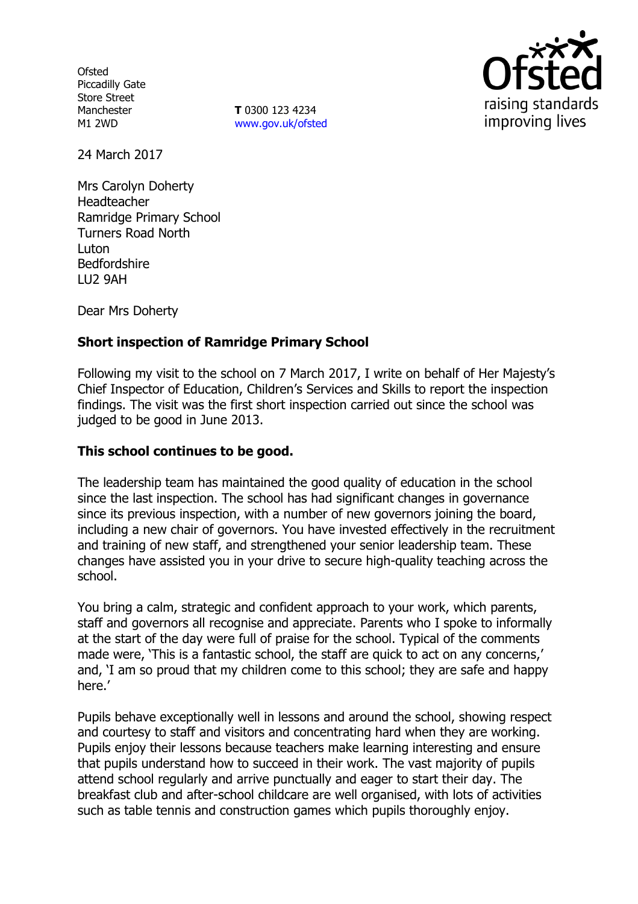Ofsted
Piccadilly Gate
Store Street
Manchester
M1 2WD

**T** 0300 123 4234
www.gov.uk/ofsted

24 March 2017

Mrs Carolyn Doherty
Headteacher
Ramridge Primary School
Turners Road North
Luton
Bedfordshire
LU2 9AH

Dear Mrs Doherty

**Short inspection of Ramridge Primary School**

Following my visit to the school on 7 March 2017, I write on behalf of Her Majesty's Chief Inspector of Education, Children's Services and Skills to report the inspection findings. The visit was the first short inspection carried out since the school was judged to be good in June 2013.

**This school continues to be good.**

The leadership team has maintained the good quality of education in the school since the last inspection. The school has had significant changes in governance since its previous inspection, with a number of new governors joining the board, including a new chair of governors. You have invested effectively in the recruitment and training of new staff, and strengthened your senior leadership team. These changes have assisted you in your drive to secure high-quality teaching across the school.

You bring a calm, strategic and confident approach to your work, which parents, staff and governors all recognise and appreciate. Parents who I spoke to informally at the start of the day were full of praise for the school. Typical of the comments made were, 'This is a fantastic school, the staff are quick to act on any concerns,' and, 'I am so proud that my children come to this school; they are safe and happy here.'

Pupils behave exceptionally well in lessons and around the school, showing respect and courtesy to staff and visitors and concentrating hard when they are working. Pupils enjoy their lessons because teachers make learning interesting and ensure that pupils understand how to succeed in their work. The vast majority of pupils attend school regularly and arrive punctually and eager to start their day. The breakfast club and after-school childcare are well organised, with lots of activities such as table tennis and construction games which pupils thoroughly enjoy.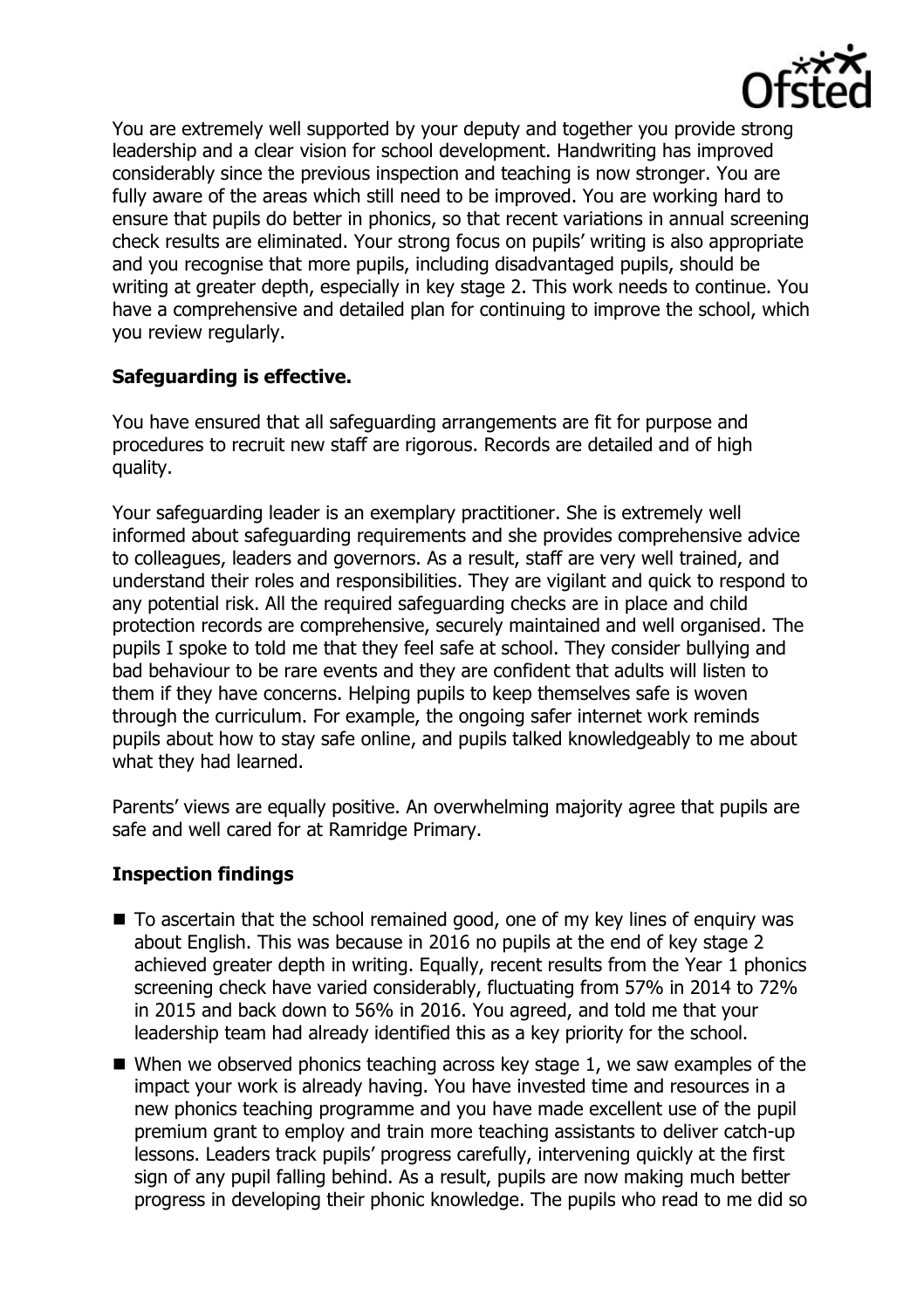You are extremely well supported by your deputy and together you provide strong leadership and a clear vision for school development. Handwriting has improved considerably since the previous inspection and teaching is now stronger. You are fully aware of the areas which still need to be improved. You are working hard to ensure that pupils do better in phonics, so that recent variations in annual screening check results are eliminated. Your strong focus on pupils' writing is also appropriate and you recognise that more pupils, including disadvantaged pupils, should be writing at greater depth, especially in key stage 2. This work needs to continue. You have a comprehensive and detailed plan for continuing to improve the school, which you review regularly.

## Safeguarding is effective.

You have ensured that all safeguarding arrangements are fit for purpose and procedures to recruit new staff are rigorous. Records are detailed and of high quality.

Your safeguarding leader is an exemplary practitioner. She is extremely well informed about safeguarding requirements and she provides comprehensive advice to colleagues, leaders and governors. As a result, staff are very well trained, and understand their roles and responsibilities. They are vigilant and quick to respond to any potential risk. All the required safeguarding checks are in place and child protection records are comprehensive, securely maintained and well organised. The pupils I spoke to told me that they feel safe at school. They consider bullying and bad behaviour to be rare events and they are confident that adults will listen to them if they have concerns. Helping pupils to keep themselves safe is woven through the curriculum. For example, the ongoing safer internet work reminds pupils about how to stay safe online, and pupils talked knowledgeably to me about what they had learned.

Parents' views are equally positive. An overwhelming majority agree that pupils are safe and well cared for at Ramridge Primary.

## Inspection findings

- To ascertain that the school remained good, one of my key lines of enquiry was about English. This was because in 2016 no pupils at the end of key stage 2 achieved greater depth in writing. Equally, recent results from the Year 1 phonics screening check have varied considerably, fluctuating from 57% in 2014 to 72% in 2015 and back down to 56% in 2016. You agreed, and told me that your leadership team had already identified this as a key priority for the school.
- When we observed phonics teaching across key stage 1, we saw examples of the impact your work is already having. You have invested time and resources in a new phonics teaching programme and you have made excellent use of the pupil premium grant to employ and train more teaching assistants to deliver catch-up lessons. Leaders track pupils' progress carefully, intervening quickly at the first sign of any pupil falling behind. As a result, pupils are now making much better progress in developing their phonic knowledge. The pupils who read to me did so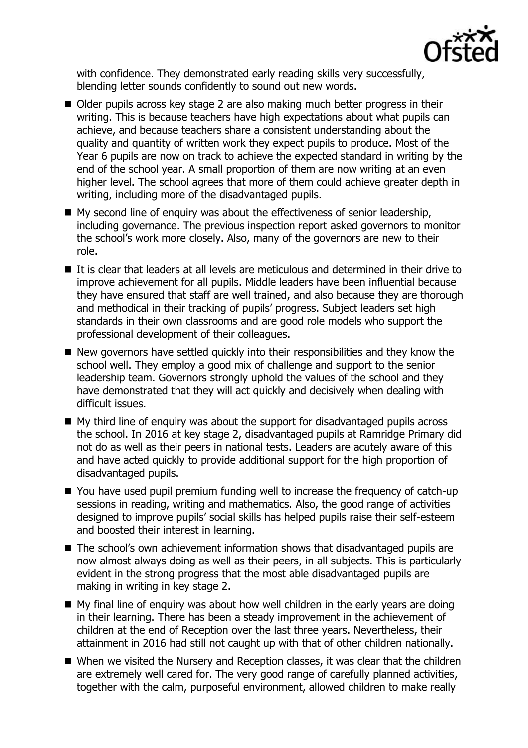with confidence. They demonstrated early reading skills very successfully, blending letter sounds confidently to sound out new words.

- Older pupils across key stage 2 are also making much better progress in their writing. This is because teachers have high expectations about what pupils can achieve, and because teachers share a consistent understanding about the quality and quantity of written work they expect pupils to produce. Most of the Year 6 pupils are now on track to achieve the expected standard in writing by the end of the school year. A small proportion of them are now writing at an even higher level. The school agrees that more of them could achieve greater depth in writing, including more of the disadvantaged pupils.
- My second line of enquiry was about the effectiveness of senior leadership, including governance. The previous inspection report asked governors to monitor the school's work more closely. Also, many of the governors are new to their role.
- It is clear that leaders at all levels are meticulous and determined in their drive to improve achievement for all pupils. Middle leaders have been influential because they have ensured that staff are well trained, and also because they are thorough and methodical in their tracking of pupils' progress. Subject leaders set high standards in their own classrooms and are good role models who support the professional development of their colleagues.
- New governors have settled quickly into their responsibilities and they know the school well. They employ a good mix of challenge and support to the senior leadership team. Governors strongly uphold the values of the school and they have demonstrated that they will act quickly and decisively when dealing with difficult issues.
- My third line of enquiry was about the support for disadvantaged pupils across the school. In 2016 at key stage 2, disadvantaged pupils at Ramridge Primary did not do as well as their peers in national tests. Leaders are acutely aware of this and have acted quickly to provide additional support for the high proportion of disadvantaged pupils.
- You have used pupil premium funding well to increase the frequency of catch-up sessions in reading, writing and mathematics. Also, the good range of activities designed to improve pupils' social skills has helped pupils raise their self-esteem and boosted their interest in learning.
- The school's own achievement information shows that disadvantaged pupils are now almost always doing as well as their peers, in all subjects. This is particularly evident in the strong progress that the most able disadvantaged pupils are making in writing in key stage 2.
- My final line of enquiry was about how well children in the early years are doing in their learning. There has been a steady improvement in the achievement of children at the end of Reception over the last three years. Nevertheless, their attainment in 2016 had still not caught up with that of other children nationally.
- When we visited the Nursery and Reception classes, it was clear that the children are extremely well cared for. The very good range of carefully planned activities, together with the calm, purposeful environment, allowed children to make really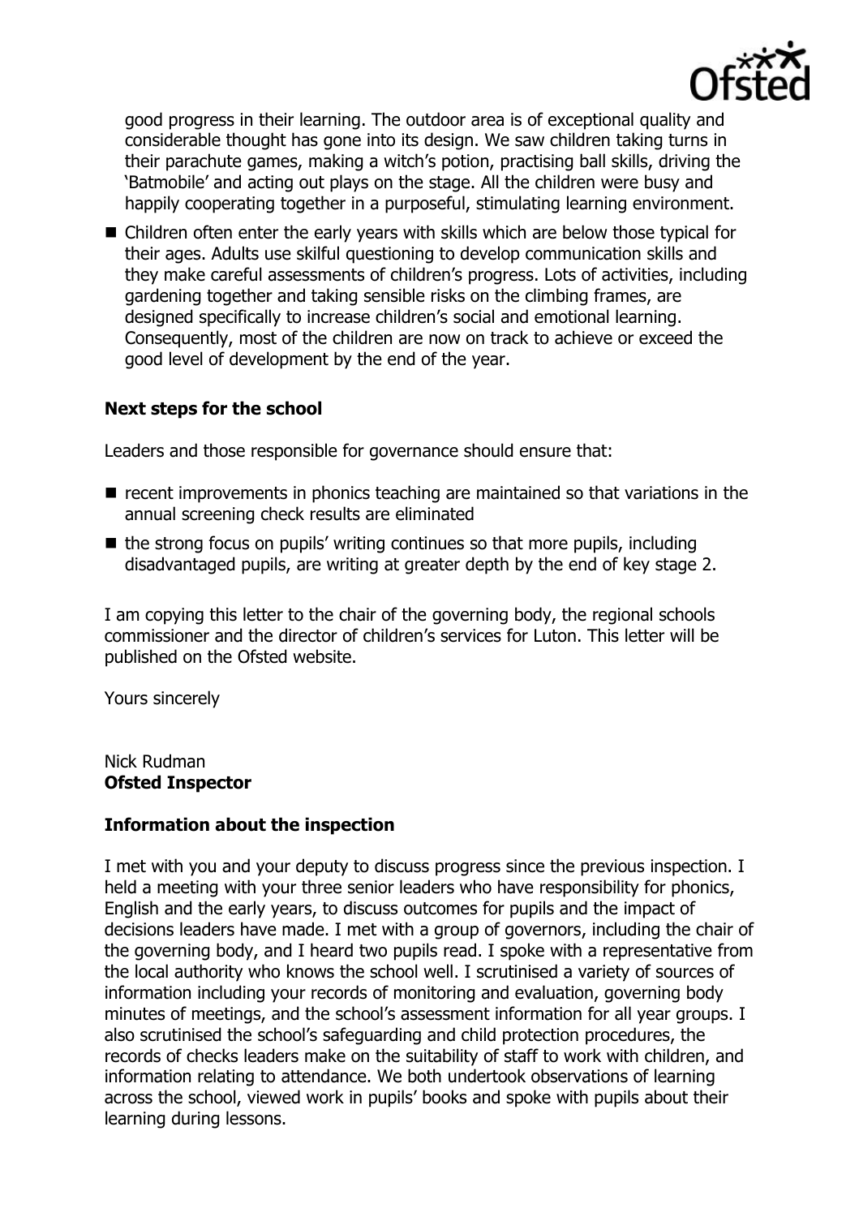good progress in their learning. The outdoor area is of exceptional quality and considerable thought has gone into its design. We saw children taking turns in their parachute games, making a witch's potion, practising ball skills, driving the 'Batmobile' and acting out plays on the stage. All the children were busy and happily cooperating together in a purposeful, stimulating learning environment.

- Children often enter the early years with skills which are below those typical for their ages. Adults use skilful questioning to develop communication skills and they make careful assessments of children's progress. Lots of activities, including gardening together and taking sensible risks on the climbing frames, are designed specifically to increase children's social and emotional learning. Consequently, most of the children are now on track to achieve or exceed the good level of development by the end of the year.

### Next steps for the school

Leaders and those responsible for governance should ensure that:

- recent improvements in phonics teaching are maintained so that variations in the annual screening check results are eliminated
- the strong focus on pupils' writing continues so that more pupils, including disadvantaged pupils, are writing at greater depth by the end of key stage 2.

I am copying this letter to the chair of the governing body, the regional schools commissioner and the director of children's services for Luton. This letter will be published on the Ofsted website.

Yours sincerely

Nick Rudman
**Ofsted Inspector**

### Information about the inspection

I met with you and your deputy to discuss progress since the previous inspection. I held a meeting with your three senior leaders who have responsibility for phonics, English and the early years, to discuss outcomes for pupils and the impact of decisions leaders have made. I met with a group of governors, including the chair of the governing body, and I heard two pupils read. I spoke with a representative from the local authority who knows the school well. I scrutinised a variety of sources of information including your records of monitoring and evaluation, governing body minutes of meetings, and the school's assessment information for all year groups. I also scrutinised the school's safeguarding and child protection procedures, the records of checks leaders make on the suitability of staff to work with children, and information relating to attendance. We both undertook observations of learning across the school, viewed work in pupils' books and spoke with pupils about their learning during lessons.